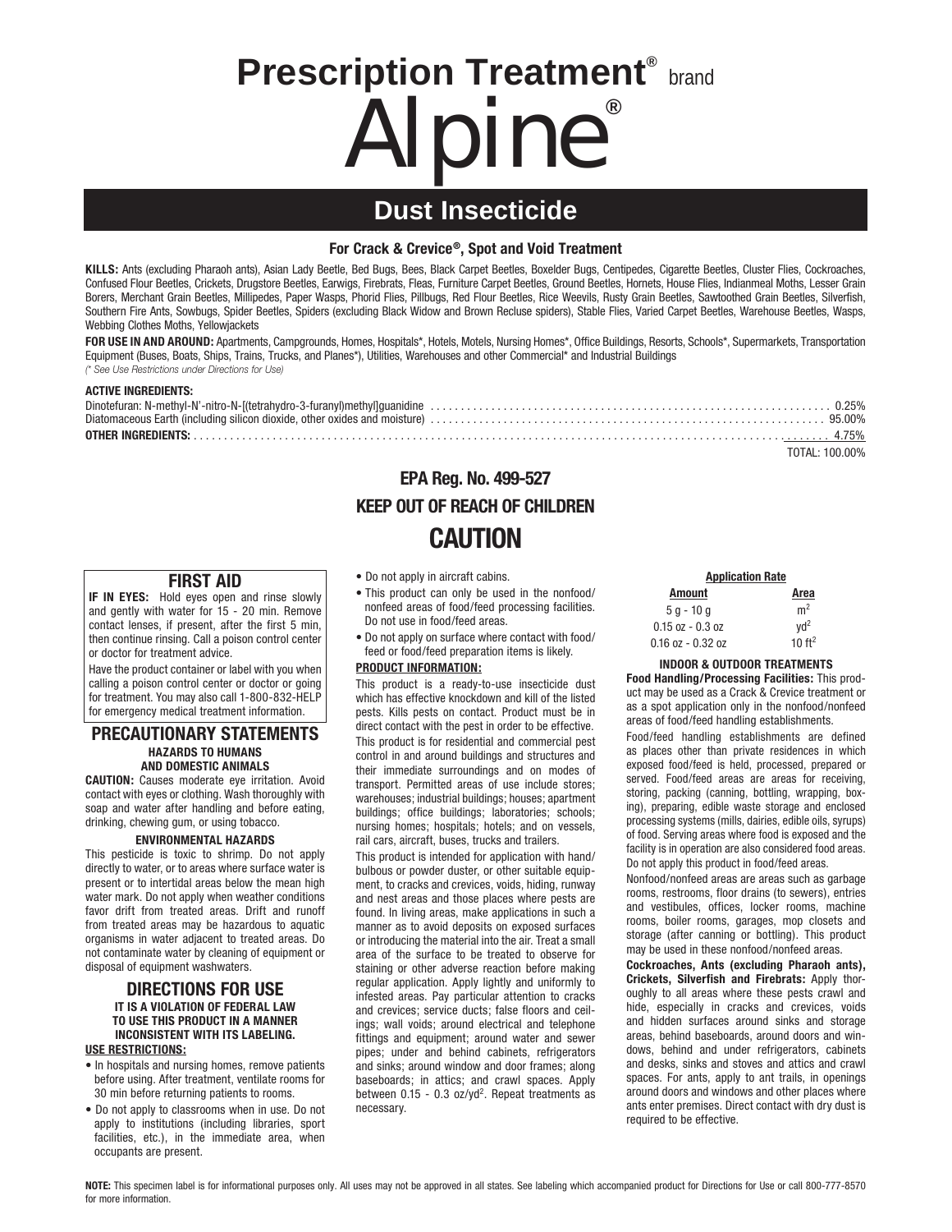# Prescription Treatment® brand

# Alpine®

## Dust Insecticide

**For Crack & Crevice®, Spot and Void Treatment**

**KILLS:** Ants (excluding Pharaoh ants), Asian Lady Beetle, Bed Bugs, Bees, Black Carpet Beetles, Boxelder Bugs, Centipedes, Cigarette Beetles, Cluster Flies, Cockroaches, Confused Flour Beetles, Crickets, Drugstore Beetles, Earwigs, Firebrats, Fleas, Furniture Carpet Beetles, Ground Beetles, Hornets, House Flies, Indianmeal Moths, Lesser Grain Borers, Merchant Grain Beetles, Millipedes, Paper Wasps, Phorid Flies, Pillbugs, Red Flour Beetles, Rice Weevils, Rusty Grain Beetles, Sawtoothed Grain Beetles, Silverfish, Southern Fire Ants, Sowbugs, Spider Beetles, Spiders (excluding Black Widow and Brown Recluse spiders), Stable Flies, Varied Carpet Beetles, Warehouse Beetles, Wasps, Webbing Clothes Moths, Yellowjackets

**FOR USE IN AND AROUND:** Apartments, Campgrounds, Homes, Hospitals*, Hotels, Motels, Nursing Homes*, Office Buildings, Resorts, Schools*, Supermarkets, Transportation Equipment (Buses, Boats, Ships, Trains, Trucks, and Planes*), Utilities, Warehouses and other Commercial* and Industrial Buildings
*(* See Use Restrictions under Directions for Use)*

**ACTIVE INGREDIENTS:**

| | |
|---|---|
| Dinotefuran: N-methyl-N'-nitro-N-[(tetrahydro-3-furanyl)methyl]guanidine | 0.25% |
| Diatomaceous Earth (including silicon dioxide, other oxides and moisture) | 95.00% |
| **OTHER INGREDIENTS:** | 4.75% |
| | TOTAL: 100.00% |

**EPA Reg. No. 499-527**

**KEEP OUT OF REACH OF CHILDREN**

## CAUTION

### FIRST AID

**IF IN EYES:** Hold eyes open and rinse slowly and gently with water for 15 - 20 min. Remove contact lenses, if present, after the first 5 min, then continue rinsing. Call a poison control center or doctor for treatment advice.

Have the product container or label with you when calling a poison control center or doctor or going for treatment. You may also call 1-800-832-HELP for emergency medical treatment information.

### PRECAUTIONARY STATEMENTS

**HAZARDS TO HUMANS AND DOMESTIC ANIMALS**

**CAUTION:** Causes moderate eye irritation. Avoid contact with eyes or clothing. Wash thoroughly with soap and water after handling and before eating, drinking, chewing gum, or using tobacco.

**ENVIRONMENTAL HAZARDS**

This pesticide is toxic to shrimp. Do not apply directly to water, or to areas where surface water is present or to intertidal areas below the mean high water mark. Do not apply when weather conditions favor drift from treated areas. Drift and runoff from treated areas may be hazardous to aquatic organisms in water adjacent to treated areas. Do not contaminate water by cleaning of equipment or disposal of equipment washwaters.

### DIRECTIONS FOR USE

**IT IS A VIOLATION OF FEDERAL LAW TO USE THIS PRODUCT IN A MANNER INCONSISTENT WITH ITS LABELING.**

**USE RESTRICTIONS:**

- In hospitals and nursing homes, remove patients before using. After treatment, ventilate rooms for 30 min before returning patients to rooms.
- Do not apply to classrooms when in use. Do not apply to institutions (including libraries, sport facilities, etc.), in the immediate area, when occupants are present.
- Do not apply in aircraft cabins.
- This product can only be used in the nonfood/nonfeed areas of food/feed processing facilities. Do not use in food/feed areas.
- Do not apply on surface where contact with food/feed or food/feed preparation items is likely.

**PRODUCT INFORMATION:**

This product is a ready-to-use insecticide dust which has effective knockdown and kill of the listed pests. Kills pests on contact. Product must be in direct contact with the pest in order to be effective.

This product is for residential and commercial pest control in and around buildings and structures and their immediate surroundings and on modes of transport. Permitted areas of use include stores; warehouses; industrial buildings; houses; apartment buildings; office buildings; laboratories; schools; nursing homes; hospitals; hotels; and on vessels, rail cars, aircraft, buses, trucks and trailers.

This product is intended for application with hand/bulbous or powder duster, or other suitable equipment, to cracks and crevices, voids, hiding, runway and nest areas and those places where pests are found. In living areas, make applications in such a manner as to avoid deposits on exposed surfaces or introducing the material into the air. Treat a small area of the surface to be treated to observe for staining or other adverse reaction before making regular application. Apply lightly and uniformly to infested areas. Pay particular attention to cracks and crevices; service ducts; false floors and ceilings; wall voids; around electrical and telephone fittings and equipment; around water and sewer pipes; under and behind cabinets, refrigerators and sinks; around window and door frames; along baseboards; in attics; and crawl spaces. Apply between 0.15 - 0.3 oz/yd$^2$. Repeat treatments as necessary.

**Application Rate**

| Amount | Area |
|---|---|
| 5 g - 10 g | m$^2$ |
| 0.15 oz - 0.3 oz | yd$^2$ |
| 0.16 oz - 0.32 oz | 10 ft$^2$ |

**INDOOR & OUTDOOR TREATMENTS**

**Food Handling/Processing Facilities:** This product may be used as a Crack & Crevice treatment or as a spot application only in the nonfood/nonfeed areas of food/feed handling establishments.

Food/feed handling establishments are defined as places other than private residences in which exposed food/feed is held, processed, prepared or served. Food/feed areas are areas for receiving, storing, packing (canning, bottling, wrapping, boxing), preparing, edible waste storage and enclosed processing systems (mills, dairies, edible oils, syrups) of food. Serving areas where food is exposed and the facility is in operation are also considered food areas. Do not apply this product in food/feed areas.

Nonfood/nonfeed areas are areas such as garbage rooms, restrooms, floor drains (to sewers), entries and vestibules, offices, locker rooms, machine rooms, boiler rooms, garages, mop closets and storage (after canning or bottling). This product may be used in these nonfood/nonfeed areas.

**Cockroaches, Ants (excluding Pharaoh ants), Crickets, Silverfish and Firebrats:** Apply thoroughly to all areas where these pests crawl and hide, especially in cracks and crevices, voids and hidden surfaces around sinks and storage areas, behind baseboards, around doors and windows, behind and under refrigerators, cabinets and desks, sinks and stoves and attics and crawl spaces. For ants, apply to ant trails, in openings around doors and windows and other places where ants enter premises. Direct contact with dry dust is required to be effective.

**NOTE:** This specimen label is for informational purposes only. All uses may not be approved in all states. See labeling which accompanied product for Directions for Use or call 800-777-8570 for more information.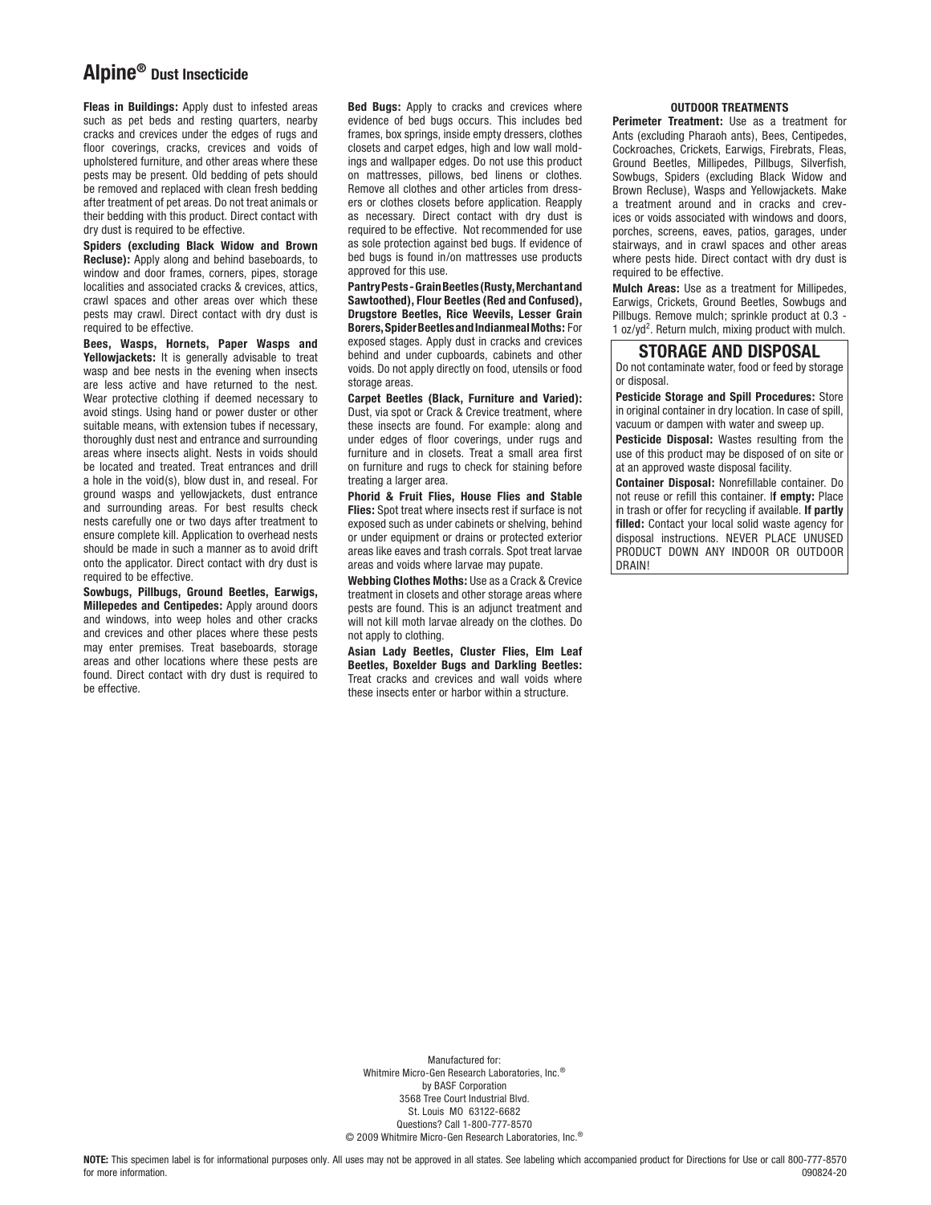# Alpine® Dust Insecticide

**Fleas in Buildings:** Apply dust to infested areas such as pet beds and resting quarters, nearby cracks and crevices under the edges of rugs and floor coverings, cracks, crevices and voids of upholstered furniture, and other areas where these pests may be present. Old bedding of pets should be removed and replaced with clean fresh bedding after treatment of pet areas. Do not treat animals or their bedding with this product. Direct contact with dry dust is required to be effective.

**Spiders (excluding Black Widow and Brown Recluse):** Apply along and behind baseboards, to window and door frames, corners, pipes, storage localities and associated cracks & crevices, attics, crawl spaces and other areas over which these pests may crawl. Direct contact with dry dust is required to be effective.

**Bees, Wasps, Hornets, Paper Wasps and Yellowjackets:** It is generally advisable to treat wasp and bee nests in the evening when insects are less active and have returned to the nest. Wear protective clothing if deemed necessary to avoid stings. Using hand or power duster or other suitable means, with extension tubes if necessary, thoroughly dust nest and entrance and surrounding areas where insects alight. Nests in voids should be located and treated. Treat entrances and drill a hole in the void(s), blow dust in, and reseal. For ground wasps and yellowjackets, dust entrance and surrounding areas. For best results check nests carefully one or two days after treatment to ensure complete kill. Application to overhead nests should be made in such a manner as to avoid drift onto the applicator. Direct contact with dry dust is required to be effective.

**Sowbugs, Pillbugs, Ground Beetles, Earwigs, Millepedes and Centipedes:** Apply around doors and windows, into weep holes and other cracks and crevices and other places where these pests may enter premises. Treat baseboards, storage areas and other locations where these pests are found. Direct contact with dry dust is required to be effective.

**Bed Bugs:** Apply to cracks and crevices where evidence of bed bugs occurs. This includes bed frames, box springs, inside empty dressers, clothes closets and carpet edges, high and low wall moldings and wallpaper edges. Do not use this product on mattresses, pillows, bed linens or clothes. Remove all clothes and other articles from dressers or clothes closets before application. Reapply as necessary. Direct contact with dry dust is required to be effective. Not recommended for use as sole protection against bed bugs. If evidence of bed bugs is found in/on mattresses use products approved for this use.

**Pantry Pests - Grain Beetles (Rusty, Merchant and Sawtoothed), Flour Beetles (Red and Confused), Drugstore Beetles, Rice Weevils, Lesser Grain Borers, Spider Beetles and Indianmeal Moths:** For exposed stages. Apply dust in cracks and crevices behind and under cupboards, cabinets and other voids. Do not apply directly on food, utensils or food storage areas.

**Carpet Beetles (Black, Furniture and Varied):** Dust, via spot or Crack & Crevice treatment, where these insects are found. For example: along and under edges of floor coverings, under rugs and furniture and in closets. Treat a small area first on furniture and rugs to check for staining before treating a larger area.

**Phorid & Fruit Flies, House Flies and Stable Flies:** Spot treat where insects rest if surface is not exposed such as under cabinets or shelving, behind or under equipment or drains or protected exterior areas like eaves and trash corrals. Spot treat larvae areas and voids where larvae may pupate.

**Webbing Clothes Moths:** Use as a Crack & Crevice treatment in closets and other storage areas where pests are found. This is an adjunct treatment and will not kill moth larvae already on the clothes. Do not apply to clothing.

**Asian Lady Beetles, Cluster Flies, Elm Leaf Beetles, Boxelder Bugs and Darkling Beetles:** Treat cracks and crevices and wall voids where these insects enter or harbor within a structure.

### OUTDOOR TREATMENTS

**Perimeter Treatment:** Use as a treatment for Ants (excluding Pharaoh ants), Bees, Centipedes, Cockroaches, Crickets, Earwigs, Firebrats, Fleas, Ground Beetles, Millipedes, Pillbugs, Silverfish, Sowbugs, Spiders (excluding Black Widow and Brown Recluse), Wasps and Yellowjackets. Make a treatment around and in cracks and crevices or voids associated with windows and doors, porches, screens, eaves, patios, garages, under stairways, and in crawl spaces and other areas where pests hide. Direct contact with dry dust is required to be effective.

**Mulch Areas:** Use as a treatment for Millipedes, Earwigs, Crickets, Ground Beetles, Sowbugs and Pillbugs. Remove mulch; sprinkle product at 0.3 - 1 oz/yd$^2$. Return mulch, mixing product with mulch.

## STORAGE AND DISPOSAL

Do not contaminate water, food or feed by storage or disposal.

**Pesticide Storage and Spill Procedures:** Store in original container in dry location. In case of spill, vacuum or dampen with water and sweep up.

**Pesticide Disposal:** Wastes resulting from the use of this product may be disposed of on site or at an approved waste disposal facility.

**Container Disposal:** Nonrefillable container. Do not reuse or refill this container. I**f empty:** Place in trash or offer for recycling if available. **If partly filled:** Contact your local solid waste agency for disposal instructions. NEVER PLACE UNUSED PRODUCT DOWN ANY INDOOR OR OUTDOOR DRAIN!

Manufactured for:
Whitmire Micro-Gen Research Laboratories, Inc.®
by BASF Corporation
3568 Tree Court Industrial Blvd.
St. Louis MO 63122-6682
Questions? Call 1-800-777-8570
© 2009 Whitmire Micro-Gen Research Laboratories, Inc.®

**NOTE:** This specimen label is for informational purposes only. All uses may not be approved in all states. See labeling which accompanied product for Directions for Use or call 800-777-8570 for more information.

090824-20